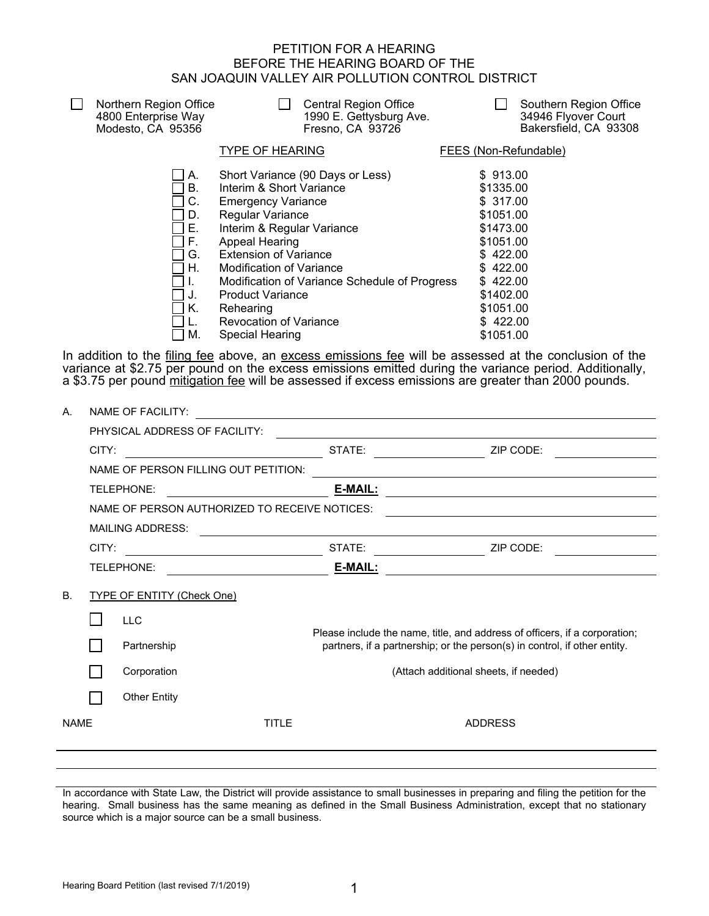# PETITION FOR A HEARING BEFORE THE HEARING BOARD OF THE SAN JOAQUIN VALLEY AIR POLLUTION CONTROL DISTRICT

- ☐ Northern Region Office, 4800 Enterprise Way, Modesto, CA 95356
- ☐ Central Region Office, 1990 E. Gettysburg Ave., Fresno, CA 93726
- ☐ Southern Region Office, 34946 Flyover Court, Bakersfield, CA 93308

| | TYPE OF HEARING | FEES (Non-Refundable) |
|---|---|---|
| ☐ A. | Short Variance (90 Days or Less) | $ 913.00 |
| ☐ B. | Interim & Short Variance | $1335.00 |
| ☐ C. | Emergency Variance | $ 317.00 |
| ☐ D. | Regular Variance | $1051.00 |
| ☐ E. | Interim & Regular Variance | $1473.00 |
| ☐ F. | Appeal Hearing | $1051.00 |
| ☐ G. | Extension of Variance | $ 422.00 |
| ☐ H. | Modification of Variance | $ 422.00 |
| ☐ I. | Modification of Variance Schedule of Progress | $ 422.00 |
| ☐ J. | Product Variance | $1402.00 |
| ☐ K. | Rehearing | $1051.00 |
| ☐ L. | Revocation of Variance | $ 422.00 |
| ☐ M. | Special Hearing | $1051.00 |

In addition to the filing fee above, an excess emissions fee will be assessed at the conclusion of the variance at $2.75 per pound on the excess emissions emitted during the variance period. Additionally, a $3.75 per pound mitigation fee will be assessed if excess emissions are greater than 2000 pounds.

A. NAME OF FACILITY: ______________________

PHYSICAL ADDRESS OF FACILITY: ______________________

CITY: ______________ STATE: ______________ ZIP CODE: ______________

NAME OF PERSON FILLING OUT PETITION: ______________________

TELEPHONE: ______________ **E-MAIL:** ______________

NAME OF PERSON AUTHORIZED TO RECEIVE NOTICES: ______________________

MAILING ADDRESS: ______________________

CITY: ______________ STATE: ______________ ZIP CODE: ______________

TELEPHONE: ______________ **E-MAIL:** ______________

B. TYPE OF ENTITY (Check One)

- ☐ LLC
- ☐ Partnership
- ☐ Corporation
- ☐ Other Entity

Please include the name, title, and address of officers, if a corporation; partners, if a partnership; or the person(s) in control, if other entity.

(Attach additional sheets, if needed)

| NAME | TITLE | ADDRESS |
|---|---|---|
| | | |
| | | |

In accordance with State Law, the District will provide assistance to small businesses in preparing and filing the petition for the hearing. Small business has the same meaning as defined in the Small Business Administration, except that no stationary source which is a major source can be a small business.

Hearing Board Petition (last revised 7/1/2019)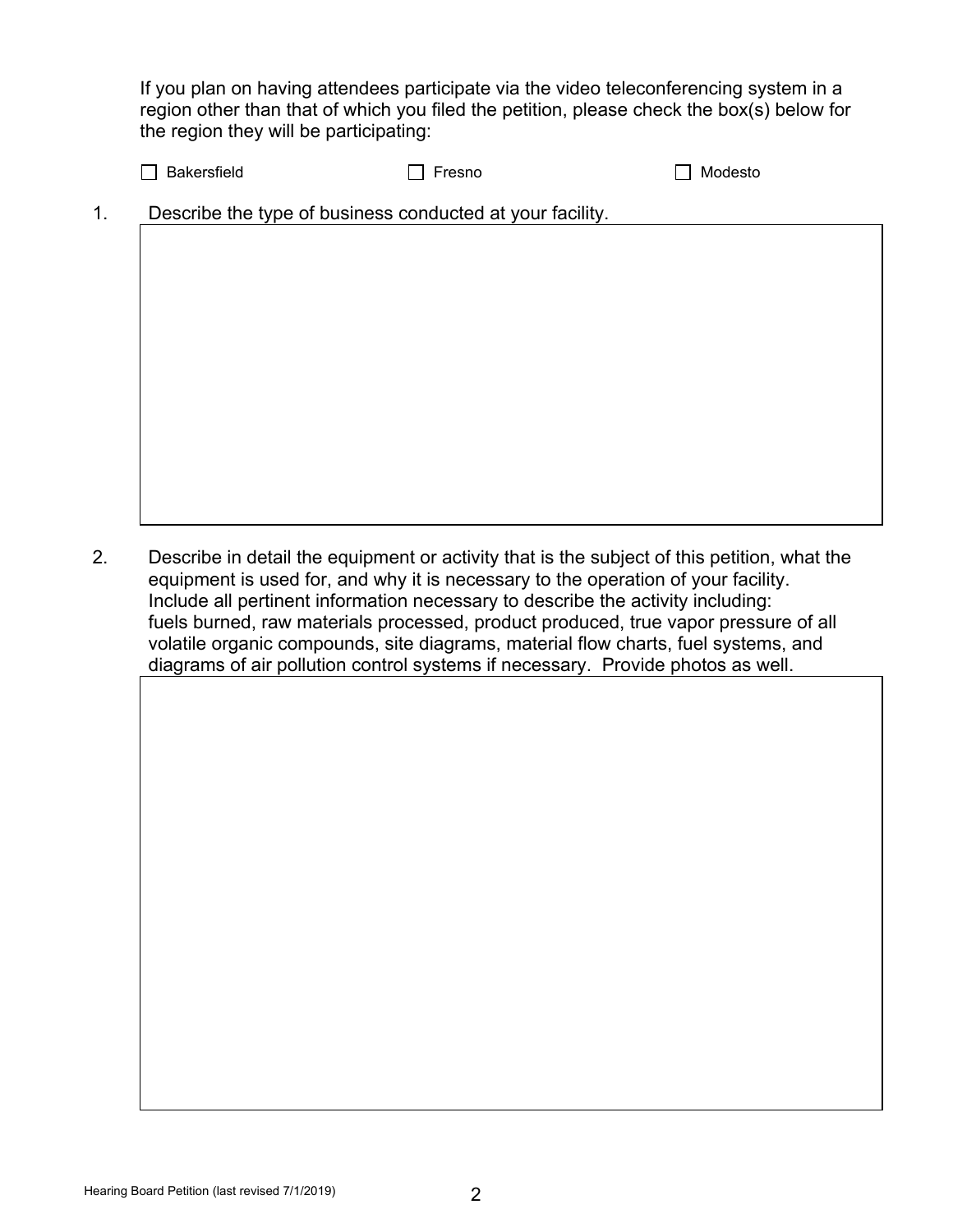If you plan on having attendees participate via the video teleconferencing system in a region other than that of which you filed the petition, please check the box(s) below for the region they will be participating:

☐ Bakersfield ☐ Fresno ☐ Modesto

1. Describe the type of business conducted at your facility.

2. Describe in detail the equipment or activity that is the subject of this petition, what the equipment is used for, and why it is necessary to the operation of your facility. Include all pertinent information necessary to describe the activity including: fuels burned, raw materials processed, product produced, true vapor pressure of all volatile organic compounds, site diagrams, material flow charts, fuel systems, and diagrams of air pollution control systems if necessary. Provide photos as well.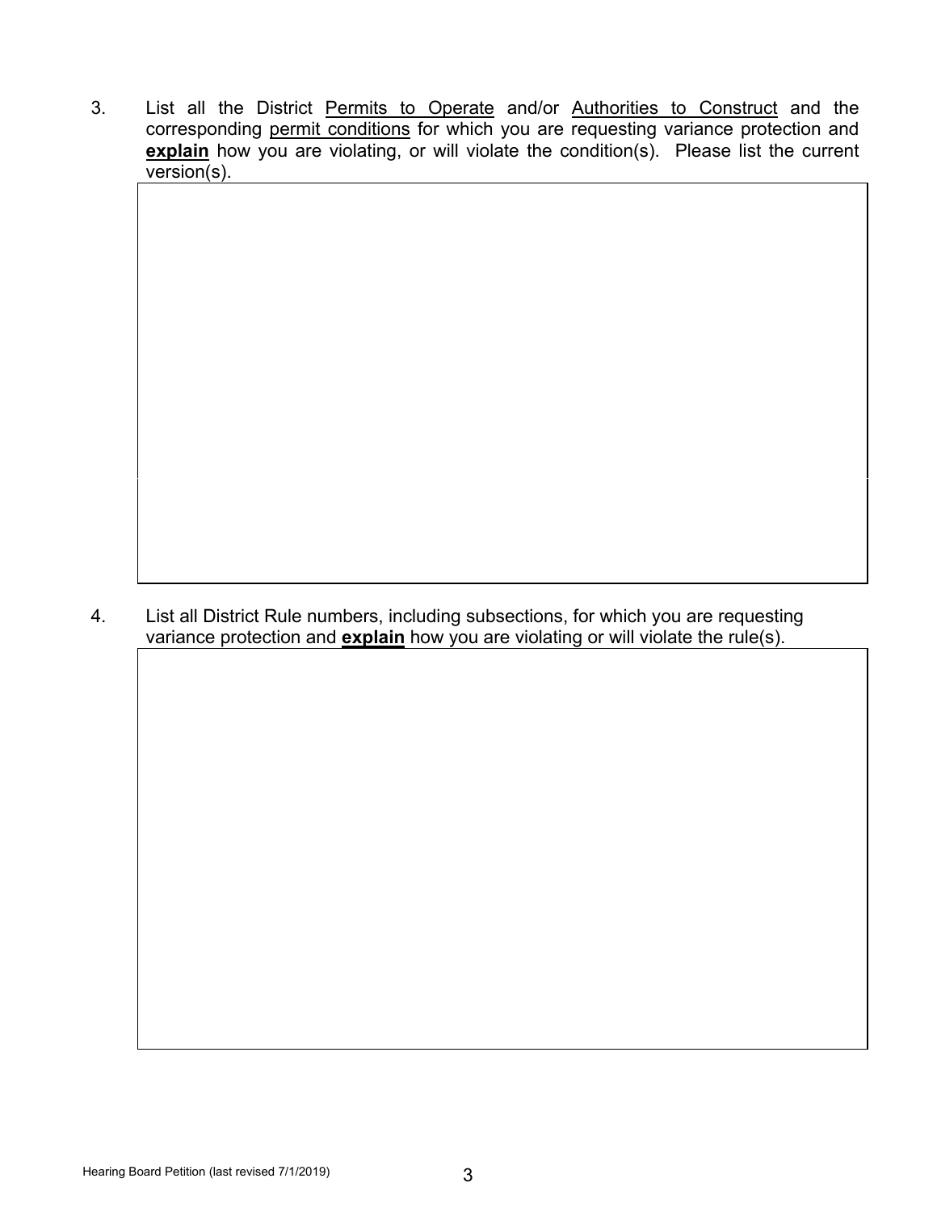3. List all the District <u>Permits to Operate</u> and/or <u>Authorities to Construct</u> and the corresponding <u>permit conditions</u> for which you are requesting variance protection and **<u>explain</u>** how you are violating, or will violate the condition(s). Please list the current version(s).

4. List all District Rule numbers, including subsections, for which you are requesting variance protection and **<u>explain</u>** how you are violating or will violate the rule(s).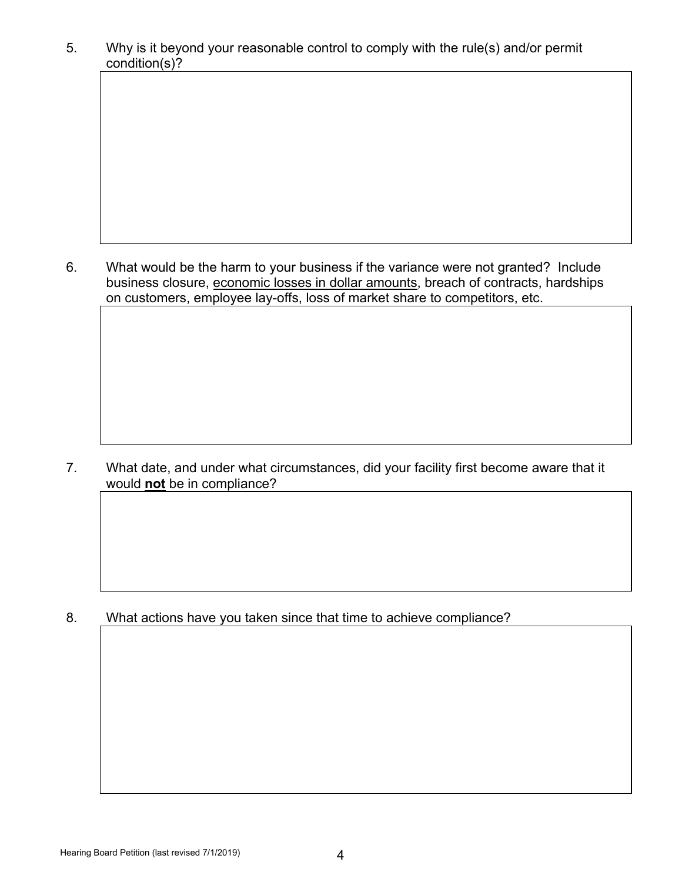5. Why is it beyond your reasonable control to comply with the rule(s) and/or permit condition(s)?

6. What would be the harm to your business if the variance were not granted? Include business closure, <u>economic losses in dollar amounts</u>, breach of contracts, hardships on customers, employee lay-offs, loss of market share to competitors, etc.

7. What date, and under what circumstances, did your facility first become aware that it would <u>**not**</u> be in compliance?

8. What actions have you taken since that time to achieve compliance?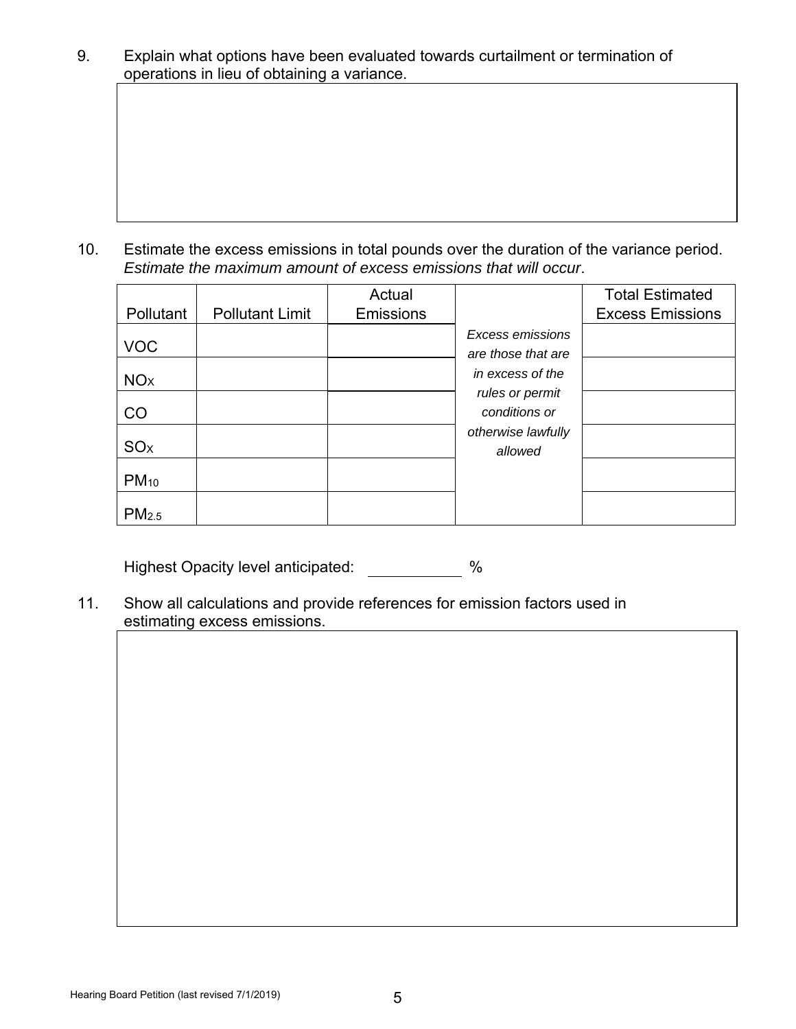9. Explain what options have been evaluated towards curtailment or termination of operations in lieu of obtaining a variance.

10. Estimate the excess emissions in total pounds over the duration of the variance period. *Estimate the maximum amount of excess emissions that will occur*.

| Pollutant | Pollutant Limit | Actual Emissions | | Total Estimated Excess Emissions |
|---|---|---|---|---|
| VOC | | | *Excess emissions are those that are in excess of the rules or permit conditions or otherwise lawfully allowed* | |
| $NO_X$ | | | | |
| CO | | | | |
| $SO_X$ | | | | |
| $PM_{10}$ | | | | |
| $PM_{2.5}$ | | | | |

Highest Opacity level anticipated: ___________ %

11. Show all calculations and provide references for emission factors used in estimating excess emissions.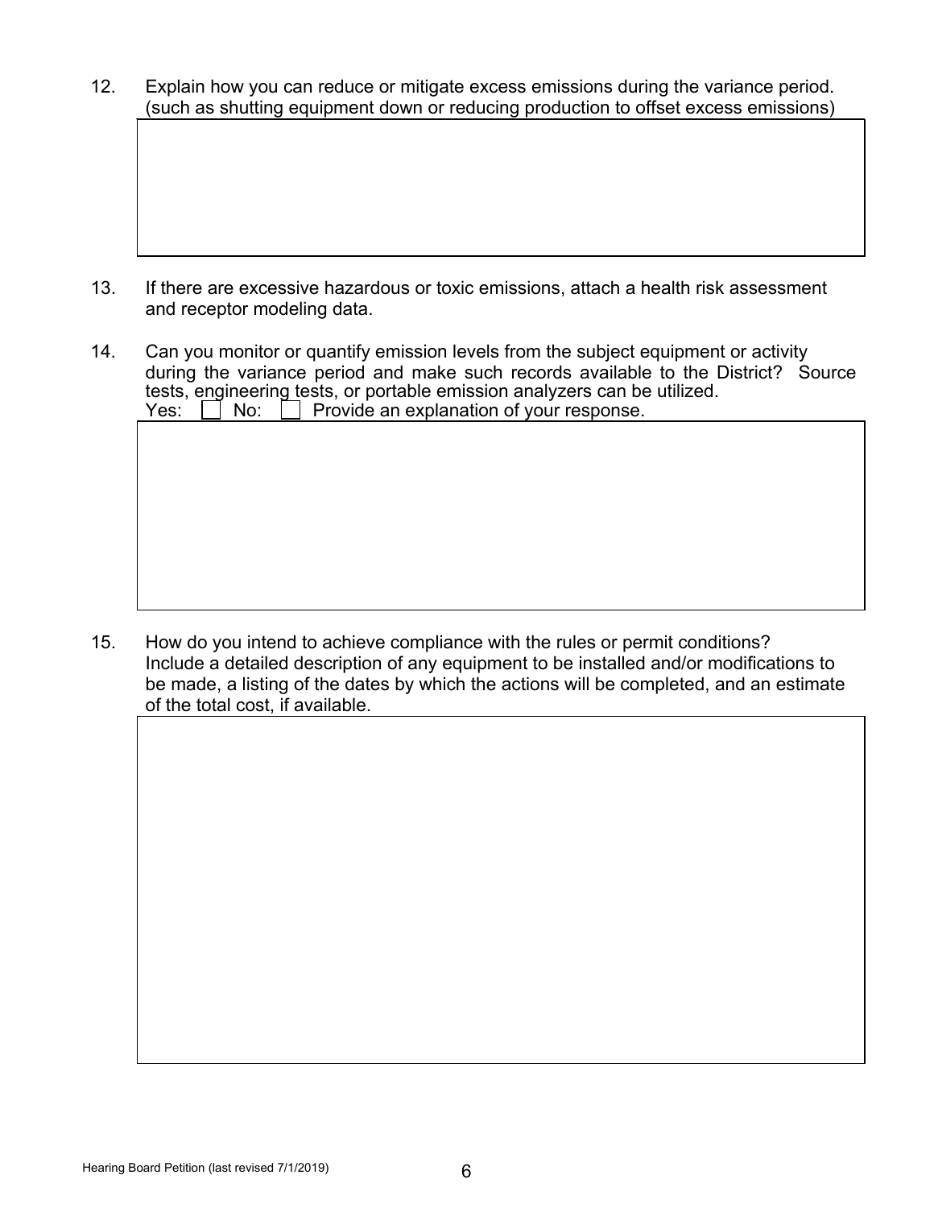12. Explain how you can reduce or mitigate excess emissions during the variance period. (such as shutting equipment down or reducing production to offset excess emissions)

13. If there are excessive hazardous or toxic emissions, attach a health risk assessment and receptor modeling data.

14. Can you monitor or quantify emission levels from the subject equipment or activity during the variance period and make such records available to the District? Source tests, engineering tests, or portable emission analyzers can be utilized.
    Yes: ☐ No: ☐ Provide an explanation of your response.

15. How do you intend to achieve compliance with the rules or permit conditions? Include a detailed description of any equipment to be installed and/or modifications to be made, a listing of the dates by which the actions will be completed, and an estimate of the total cost, if available.

Hearing Board Petition (last revised 7/1/2019)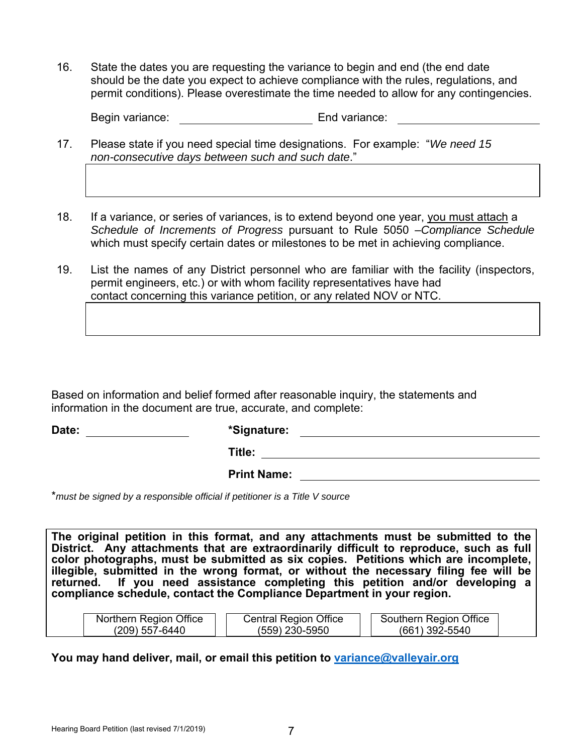16. State the dates you are requesting the variance to begin and end (the end date should be the date you expect to achieve compliance with the rules, regulations, and permit conditions). Please overestimate the time needed to allow for any contingencies.

    Begin variance: ______________________ End variance: ______________________

17. Please state if you need special time designations. For example: "*We need 15 non-consecutive days between such and such date*."

    | |
    |---|
    | |

18. If a variance, or series of variances, is to extend beyond one year, <u>you must attach</u> a *Schedule of Increments of Progress* pursuant to Rule 5050 –*Compliance Schedule* which must specify certain dates or milestones to be met in achieving compliance.

19. List the names of any District personnel who are familiar with the facility (inspectors, permit engineers, etc.) or with whom facility representatives have had contact concerning this variance petition, or any related NOV or NTC.

    | |
    |---|
    | |

Based on information and belief formed after reasonable inquiry, the statements and information in the document are true, accurate, and complete:

**Date:** ________________ **\*Signature:** ______________________________

**Title:** ______________________________

**Print Name:** ______________________________

\**must be signed by a responsible official if petitioner is a Title V source*

**The original petition in this format, and any attachments must be submitted to the District. Any attachments that are extraordinarily difficult to reproduce, such as full color photographs, must be submitted as six copies. Petitions which are incomplete, illegible, submitted in the wrong format, or without the necessary filing fee will be returned. If you need assistance completing this petition and/or developing a compliance schedule, contact the Compliance Department in your region.**

| Northern Region Office | Central Region Office | Southern Region Office |
|---|---|---|
| (209) 557-6440 | (559) 230-5950 | (661) 392-5540 |

**You may hand deliver, mail, or email this petition to variance@valleyair.org**

Hearing Board Petition (last revised 7/1/2019)